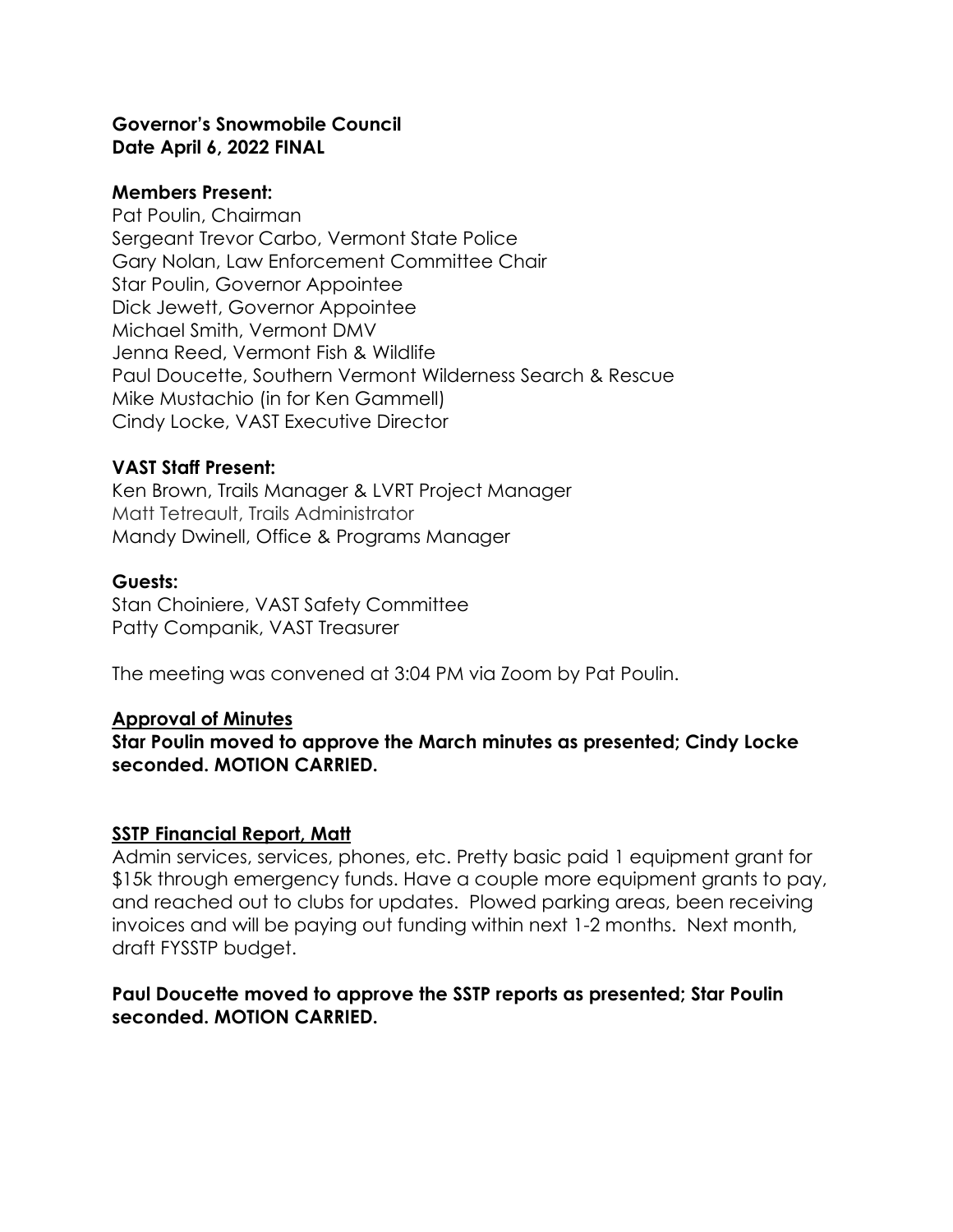**Governor's Snowmobile Council**
**Date April 6, 2022 FINAL**

**Members Present:**
Pat Poulin, Chairman
Sergeant Trevor Carbo, Vermont State Police
Gary Nolan, Law Enforcement Committee Chair
Star Poulin, Governor Appointee
Dick Jewett, Governor Appointee
Michael Smith, Vermont DMV
Jenna Reed, Vermont Fish & Wildlife
Paul Doucette, Southern Vermont Wilderness Search & Rescue
Mike Mustachio (in for Ken Gammell)
Cindy Locke, VAST Executive Director

**VAST Staff Present:**
Ken Brown, Trails Manager & LVRT Project Manager
Matt Tetreault, Trails Administrator
Mandy Dwinell, Office & Programs Manager

**Guests:**
Stan Choiniere, VAST Safety Committee
Patty Companik, VAST Treasurer

The meeting was convened at 3:04 PM via Zoom by Pat Poulin.

**Approval of Minutes**

**Star Poulin moved to approve the March minutes as presented; Cindy Locke seconded. MOTION CARRIED.**

**SSTP Financial Report, Matt**

Admin services, services, phones, etc. Pretty basic paid 1 equipment grant for $15k through emergency funds. Have a couple more equipment grants to pay, and reached out to clubs for updates. Plowed parking areas, been receiving invoices and will be paying out funding within next 1-2 months. Next month, draft FYSSTP budget.

**Paul Doucette moved to approve the SSTP reports as presented; Star Poulin seconded. MOTION CARRIED.**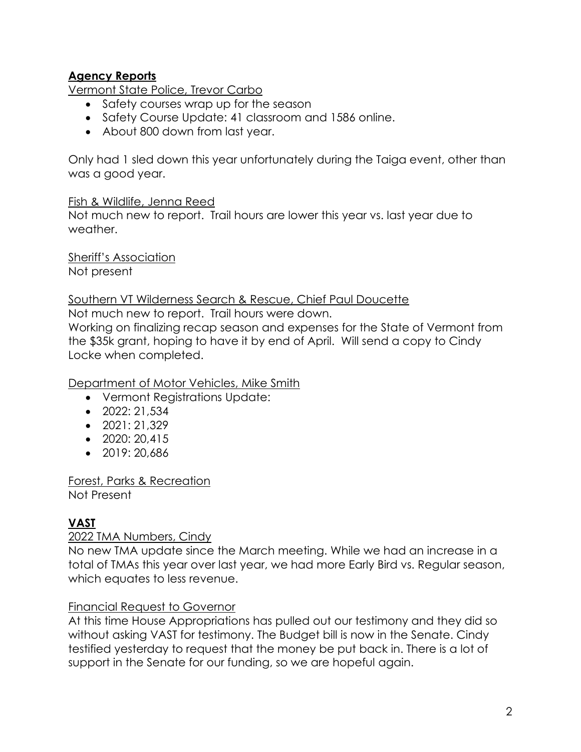## **Agency Reports**

Vermont State Police, Trevor Carbo

- Safety courses wrap up for the season
- Safety Course Update: 41 classroom and 1586 online.
- About 800 down from last year.

Only had 1 sled down this year unfortunately during the Taiga event, other than was a good year.

Fish & Wildlife, Jenna Reed

Not much new to report. Trail hours are lower this year vs. last year due to weather.

Sheriff's Association

Not present

Southern VT Wilderness Search & Rescue, Chief Paul Doucette

Not much new to report. Trail hours were down.

Working on finalizing recap season and expenses for the State of Vermont from the $35k grant, hoping to have it by end of April. Will send a copy to Cindy Locke when completed.

Department of Motor Vehicles, Mike Smith

- Vermont Registrations Update:
- 2022: 21,534
- 2021: 21,329
- 2020: 20,415
- 2019: 20,686

Forest, Parks & Recreation

Not Present

## **VAST**

2022 TMA Numbers, Cindy

No new TMA update since the March meeting. While we had an increase in a total of TMAs this year over last year, we had more Early Bird vs. Regular season, which equates to less revenue.

Financial Request to Governor

At this time House Appropriations has pulled out our testimony and they did so without asking VAST for testimony. The Budget bill is now in the Senate. Cindy testified yesterday to request that the money be put back in. There is a lot of support in the Senate for our funding, so we are hopeful again.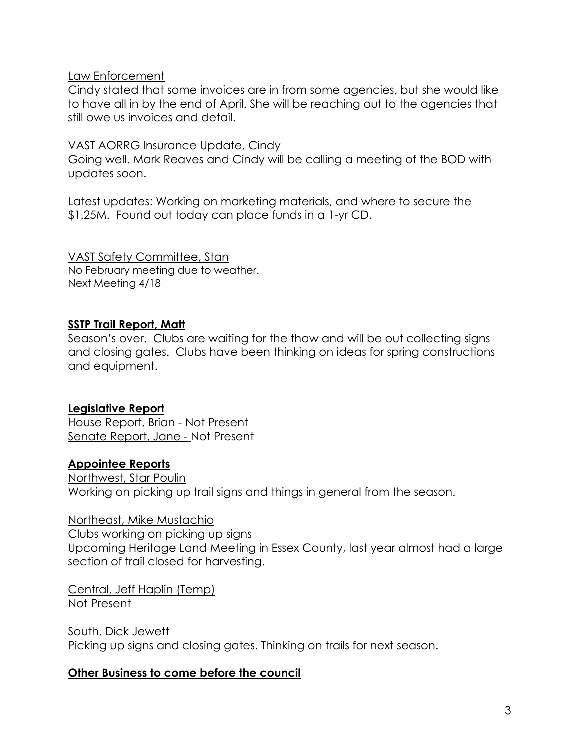Law Enforcement

Cindy stated that some invoices are in from some agencies, but she would like to have all in by the end of April. She will be reaching out to the agencies that still owe us invoices and detail.

VAST AORRG Insurance Update, Cindy

Going well. Mark Reaves and Cindy will be calling a meeting of the BOD with updates soon.

Latest updates: Working on marketing materials, and where to secure the $1.25M. Found out today can place funds in a 1-yr CD.

VAST Safety Committee, Stan

No February meeting due to weather.
Next Meeting 4/18

**SSTP Trail Report, Matt**

Season's over. Clubs are waiting for the thaw and will be out collecting signs and closing gates. Clubs have been thinking on ideas for spring constructions and equipment.

**Legislative Report**

House Report, Brian - Not Present
Senate Report, Jane - Not Present

**Appointee Reports**

Northwest, Star Poulin
Working on picking up trail signs and things in general from the season.

Northeast, Mike Mustachio
Clubs working on picking up signs
Upcoming Heritage Land Meeting in Essex County, last year almost had a large section of trail closed for harvesting.

Central, Jeff Haplin (Temp)
Not Present

South, Dick Jewett
Picking up signs and closing gates. Thinking on trails for next season.

**Other Business to come before the council**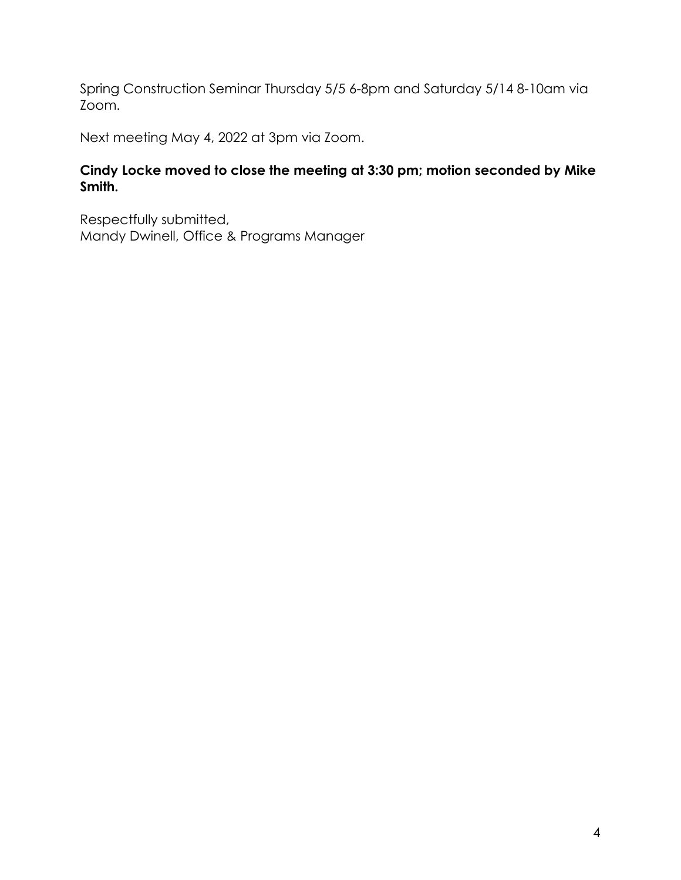Spring Construction Seminar Thursday 5/5 6-8pm and Saturday 5/14 8-10am via Zoom.

Next meeting May 4, 2022 at 3pm via Zoom.

**Cindy Locke moved to close the meeting at 3:30 pm; motion seconded by Mike Smith.**

Respectfully submitted,
Mandy Dwinell, Office & Programs Manager